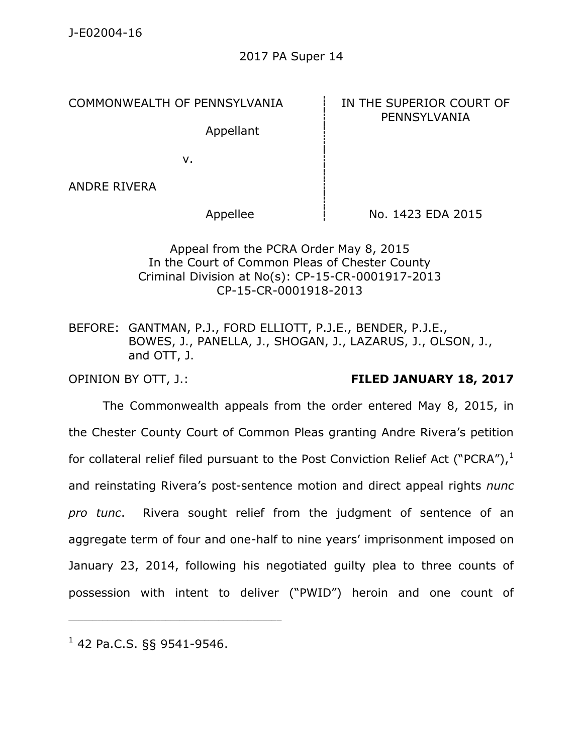J-E02004-16

2017 PA Super 14

| COMMONWEALTH OF PENNSYLVANIA | IN THE SUPERIOR COURT OF PENNSYLVANIA |
|---|---|
| Appellant | |
| v. | |
| ANDRE RIVERA | |
| Appellee | No. 1423 EDA 2015 |

Appeal from the PCRA Order May 8, 2015
In the Court of Common Pleas of Chester County
Criminal Division at No(s): CP-15-CR-0001917-2013
CP-15-CR-0001918-2013

BEFORE: GANTMAN, P.J., FORD ELLIOTT, P.J.E., BENDER, P.J.E., BOWES, J., PANELLA, J., SHOGAN, J., LAZARUS, J., OLSON, J., and OTT, J.

OPINION BY OTT, J.: **FILED JANUARY 18, 2017**

The Commonwealth appeals from the order entered May 8, 2015, in the Chester County Court of Common Pleas granting Andre Rivera's petition for collateral relief filed pursuant to the Post Conviction Relief Act ("PCRA"),[1] and reinstating Rivera's post-sentence motion and direct appeal rights *nunc pro tunc*. Rivera sought relief from the judgment of sentence of an aggregate term of four and one-half to nine years' imprisonment imposed on January 23, 2014, following his negotiated guilty plea to three counts of possession with intent to deliver ("PWID") heroin and one count of

---

[1] 42 Pa.C.S. §§ 9541-9546.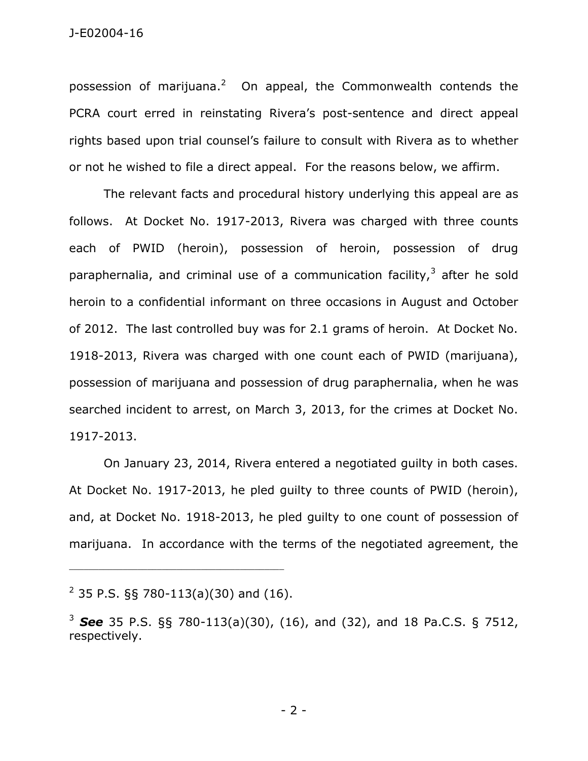possession of marijuana.[2] On appeal, the Commonwealth contends the PCRA court erred in reinstating Rivera's post-sentence and direct appeal rights based upon trial counsel's failure to consult with Rivera as to whether or not he wished to file a direct appeal. For the reasons below, we affirm.

The relevant facts and procedural history underlying this appeal are as follows. At Docket No. 1917-2013, Rivera was charged with three counts each of PWID (heroin), possession of heroin, possession of drug paraphernalia, and criminal use of a communication facility,[3] after he sold heroin to a confidential informant on three occasions in August and October of 2012. The last controlled buy was for 2.1 grams of heroin. At Docket No. 1918-2013, Rivera was charged with one count each of PWID (marijuana), possession of marijuana and possession of drug paraphernalia, when he was searched incident to arrest, on March 3, 2013, for the crimes at Docket No. 1917-2013.

On January 23, 2014, Rivera entered a negotiated guilty in both cases. At Docket No. 1917-2013, he pled guilty to three counts of PWID (heroin), and, at Docket No. 1918-2013, he pled guilty to one count of possession of marijuana. In accordance with the terms of the negotiated agreement, the

---

[2] 35 P.S. §§ 780-113(a)(30) and (16).

[3] ***See*** 35 P.S. §§ 780-113(a)(30), (16), and (32), and 18 Pa.C.S. § 7512, respectively.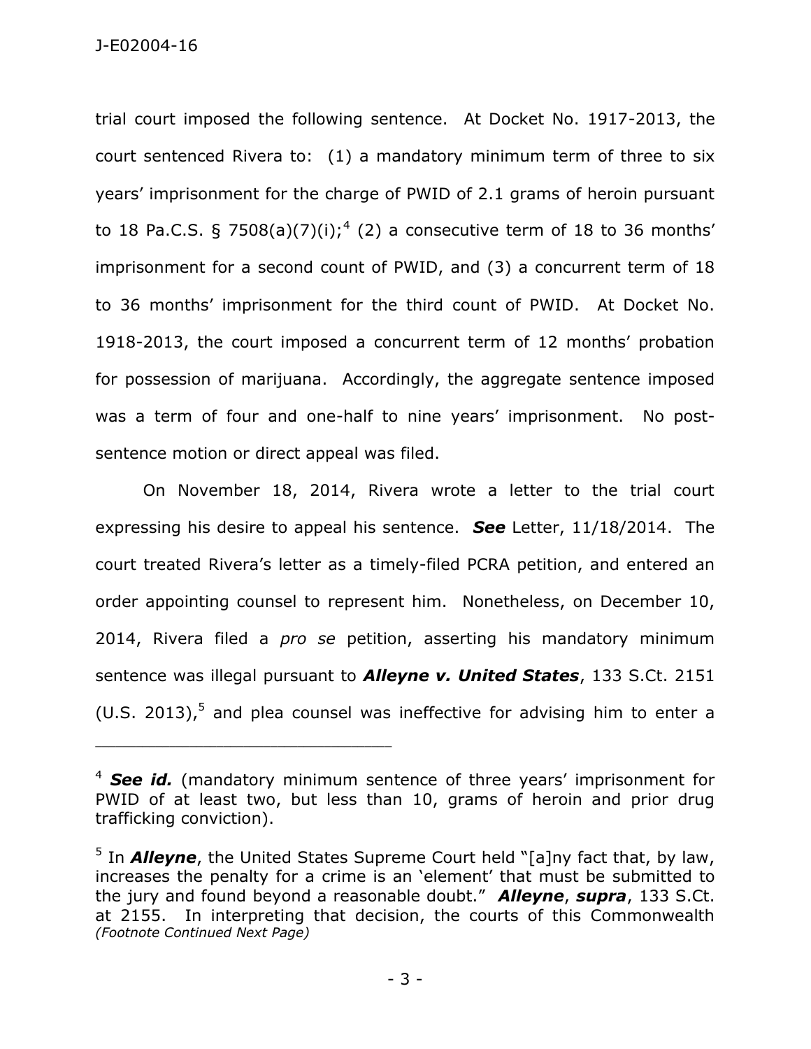trial court imposed the following sentence. At Docket No. 1917-2013, the court sentenced Rivera to: (1) a mandatory minimum term of three to six years' imprisonment for the charge of PWID of 2.1 grams of heroin pursuant to 18 Pa.C.S. § 7508(a)(7)(i);[4] (2) a consecutive term of 18 to 36 months' imprisonment for a second count of PWID, and (3) a concurrent term of 18 to 36 months' imprisonment for the third count of PWID. At Docket No. 1918-2013, the court imposed a concurrent term of 12 months' probation for possession of marijuana. Accordingly, the aggregate sentence imposed was a term of four and one-half to nine years' imprisonment. No post-sentence motion or direct appeal was filed.

On November 18, 2014, Rivera wrote a letter to the trial court expressing his desire to appeal his sentence. ***See*** Letter, 11/18/2014. The court treated Rivera's letter as a timely-filed PCRA petition, and entered an order appointing counsel to represent him. Nonetheless, on December 10, 2014, Rivera filed a *pro se* petition, asserting his mandatory minimum sentence was illegal pursuant to ***Alleyne v. United States***, 133 S.Ct. 2151 (U.S. 2013),[5] and plea counsel was ineffective for advising him to enter a

---

[4] ***See id.*** (mandatory minimum sentence of three years' imprisonment for PWID of at least two, but less than 10, grams of heroin and prior drug trafficking conviction).

[5] In ***Alleyne***, the United States Supreme Court held "[a]ny fact that, by law, increases the penalty for a crime is an 'element' that must be submitted to the jury and found beyond a reasonable doubt." ***Alleyne***, ***supra***, 133 S.Ct. at 2155. In interpreting that decision, the courts of this Commonwealth *(Footnote Continued Next Page)*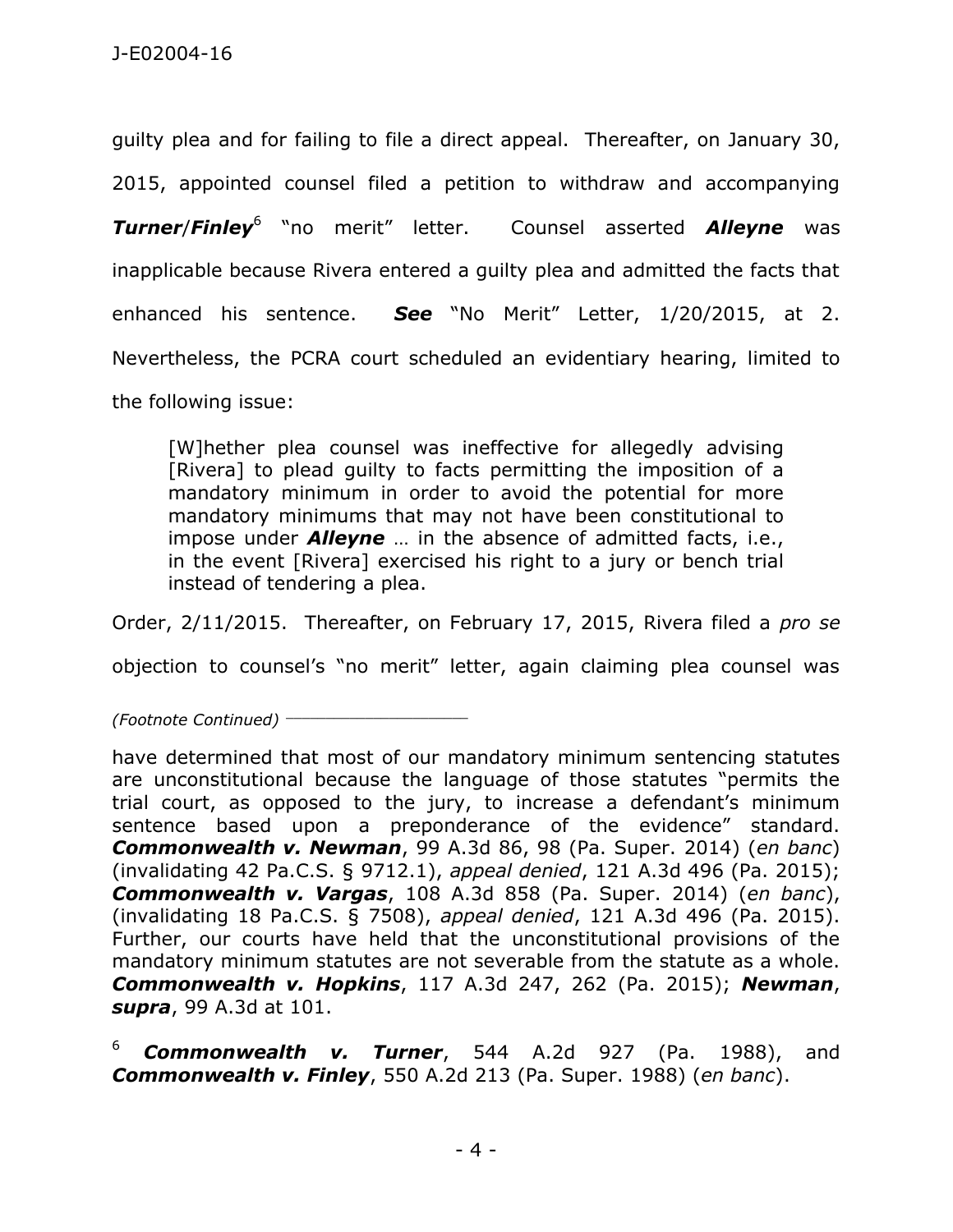guilty plea and for failing to file a direct appeal. Thereafter, on January 30, 2015, appointed counsel filed a petition to withdraw and accompanying ***Turner*/*Finley***[6] "no merit" letter. Counsel asserted ***Alleyne*** was inapplicable because Rivera entered a guilty plea and admitted the facts that enhanced his sentence. ***See*** "No Merit" Letter, 1/20/2015, at 2. Nevertheless, the PCRA court scheduled an evidentiary hearing, limited to the following issue:

> [W]hether plea counsel was ineffective for allegedly advising [Rivera] to plead guilty to facts permitting the imposition of a mandatory minimum in order to avoid the potential for more mandatory minimums that may not have been constitutional to impose under ***Alleyne*** … in the absence of admitted facts, i.e., in the event [Rivera] exercised his right to a jury or bench trial instead of tendering a plea.

Order, 2/11/2015. Thereafter, on February 17, 2015, Rivera filed a *pro se* objection to counsel's "no merit" letter, again claiming plea counsel was

---

*(Footnote Continued)*

have determined that most of our mandatory minimum sentencing statutes are unconstitutional because the language of those statutes "permits the trial court, as opposed to the jury, to increase a defendant's minimum sentence based upon a preponderance of the evidence" standard. ***Commonwealth v. Newman***, 99 A.3d 86, 98 (Pa. Super. 2014) (*en banc*) (invalidating 42 Pa.C.S. § 9712.1), *appeal denied*, 121 A.3d 496 (Pa. 2015); ***Commonwealth v. Vargas***, 108 A.3d 858 (Pa. Super. 2014) (*en banc*), (invalidating 18 Pa.C.S. § 7508), *appeal denied*, 121 A.3d 496 (Pa. 2015). Further, our courts have held that the unconstitutional provisions of the mandatory minimum statutes are not severable from the statute as a whole. ***Commonwealth v. Hopkins***, 117 A.3d 247, 262 (Pa. 2015); ***Newman***, ***supra***, 99 A.3d at 101.

[6] ***Commonwealth v. Turner***, 544 A.2d 927 (Pa. 1988), and ***Commonwealth v. Finley***, 550 A.2d 213 (Pa. Super. 1988) (*en banc*).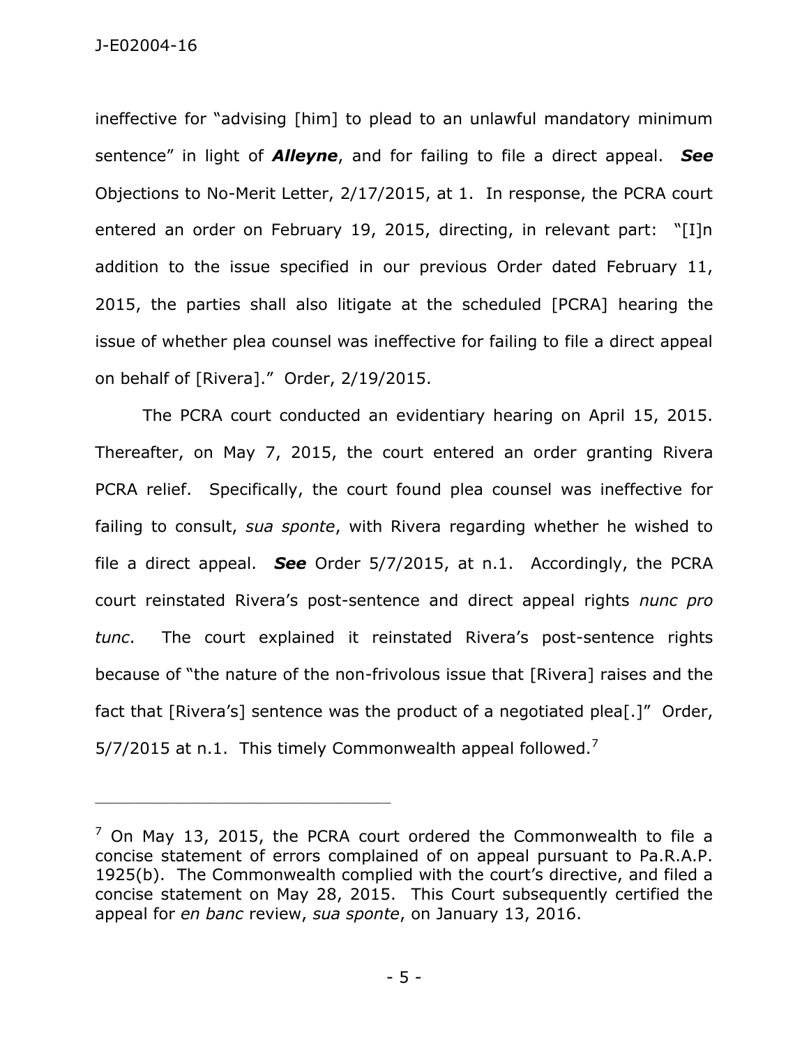ineffective for "advising [him] to plead to an unlawful mandatory minimum sentence" in light of ***Alleyne***, and for failing to file a direct appeal. ***See*** Objections to No-Merit Letter, 2/17/2015, at 1. In response, the PCRA court entered an order on February 19, 2015, directing, in relevant part: "[I]n addition to the issue specified in our previous Order dated February 11, 2015, the parties shall also litigate at the scheduled [PCRA] hearing the issue of whether plea counsel was ineffective for failing to file a direct appeal on behalf of [Rivera]." Order, 2/19/2015.

The PCRA court conducted an evidentiary hearing on April 15, 2015. Thereafter, on May 7, 2015, the court entered an order granting Rivera PCRA relief. Specifically, the court found plea counsel was ineffective for failing to consult, *sua sponte*, with Rivera regarding whether he wished to file a direct appeal. ***See*** Order 5/7/2015, at n.1. Accordingly, the PCRA court reinstated Rivera's post-sentence and direct appeal rights *nunc pro tunc*. The court explained it reinstated Rivera's post-sentence rights because of "the nature of the non-frivolous issue that [Rivera] raises and the fact that [Rivera's] sentence was the product of a negotiated plea[.]" Order, 5/7/2015 at n.1. This timely Commonwealth appeal followed.[7]

---

[7] On May 13, 2015, the PCRA court ordered the Commonwealth to file a concise statement of errors complained of on appeal pursuant to Pa.R.A.P. 1925(b). The Commonwealth complied with the court's directive, and filed a concise statement on May 28, 2015. This Court subsequently certified the appeal for *en banc* review, *sua sponte*, on January 13, 2016.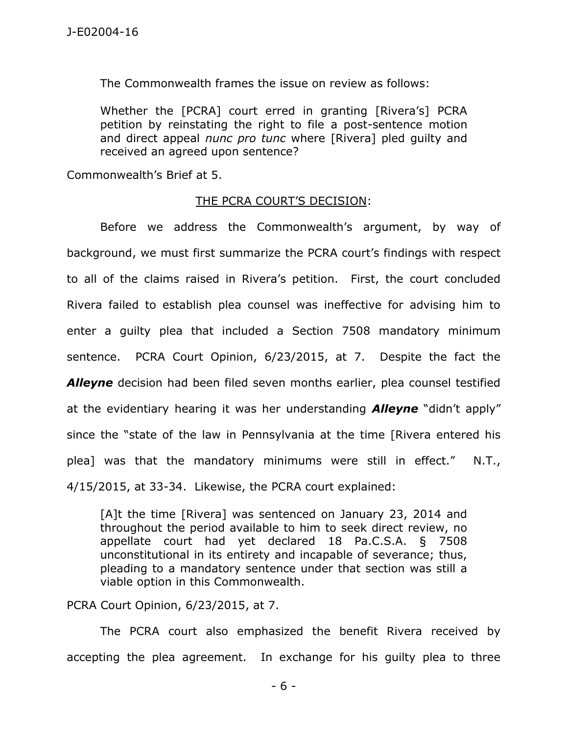The Commonwealth frames the issue on review as follows:

> Whether the [PCRA] court erred in granting [Rivera's] PCRA petition by reinstating the right to file a post-sentence motion and direct appeal *nunc pro tunc* where [Rivera] pled guilty and received an agreed upon sentence?

Commonwealth's Brief at 5.

THE PCRA COURT'S DECISION:

Before we address the Commonwealth's argument, by way of background, we must first summarize the PCRA court's findings with respect to all of the claims raised in Rivera's petition. First, the court concluded Rivera failed to establish plea counsel was ineffective for advising him to enter a guilty plea that included a Section 7508 mandatory minimum sentence. PCRA Court Opinion, 6/23/2015, at 7. Despite the fact the ***Alleyne*** decision had been filed seven months earlier, plea counsel testified at the evidentiary hearing it was her understanding ***Alleyne*** "didn't apply" since the "state of the law in Pennsylvania at the time [Rivera entered his plea] was that the mandatory minimums were still in effect." N.T., 4/15/2015, at 33-34. Likewise, the PCRA court explained:

> [A]t the time [Rivera] was sentenced on January 23, 2014 and throughout the period available to him to seek direct review, no appellate court had yet declared 18 Pa.C.S.A. § 7508 unconstitutional in its entirety and incapable of severance; thus, pleading to a mandatory sentence under that section was still a viable option in this Commonwealth.

PCRA Court Opinion, 6/23/2015, at 7.

The PCRA court also emphasized the benefit Rivera received by accepting the plea agreement. In exchange for his guilty plea to three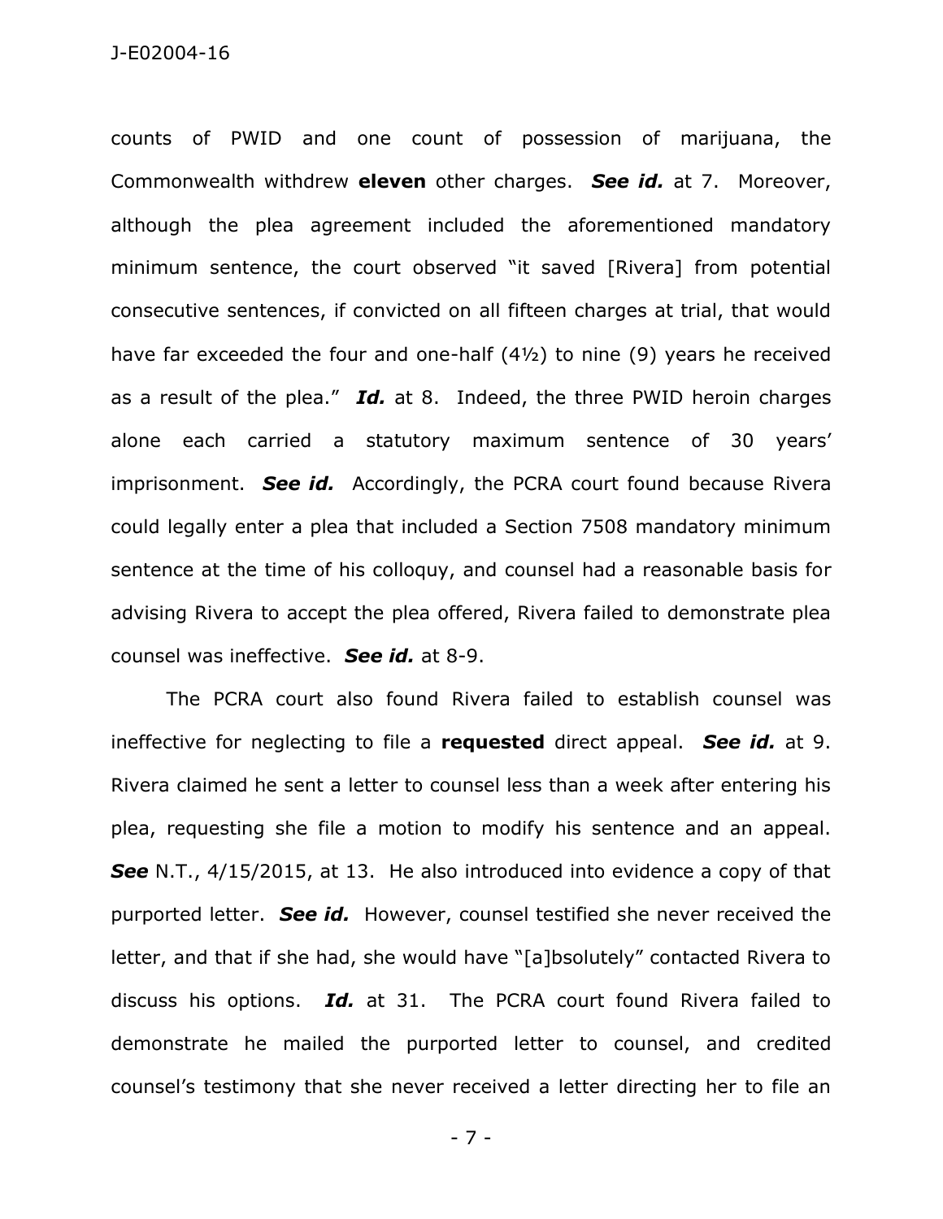counts of PWID and one count of possession of marijuana, the Commonwealth withdrew **eleven** other charges. ***See id.*** at 7. Moreover, although the plea agreement included the aforementioned mandatory minimum sentence, the court observed "it saved [Rivera] from potential consecutive sentences, if convicted on all fifteen charges at trial, that would have far exceeded the four and one-half (4½) to nine (9) years he received as a result of the plea." ***Id.*** at 8. Indeed, the three PWID heroin charges alone each carried a statutory maximum sentence of 30 years' imprisonment. ***See id.*** Accordingly, the PCRA court found because Rivera could legally enter a plea that included a Section 7508 mandatory minimum sentence at the time of his colloquy, and counsel had a reasonable basis for advising Rivera to accept the plea offered, Rivera failed to demonstrate plea counsel was ineffective. ***See id.*** at 8-9.

The PCRA court also found Rivera failed to establish counsel was ineffective for neglecting to file a **requested** direct appeal. ***See id.*** at 9. Rivera claimed he sent a letter to counsel less than a week after entering his plea, requesting she file a motion to modify his sentence and an appeal. ***See*** N.T., 4/15/2015, at 13. He also introduced into evidence a copy of that purported letter. ***See id.*** However, counsel testified she never received the letter, and that if she had, she would have "[a]bsolutely" contacted Rivera to discuss his options. ***Id.*** at 31. The PCRA court found Rivera failed to demonstrate he mailed the purported letter to counsel, and credited counsel's testimony that she never received a letter directing her to file an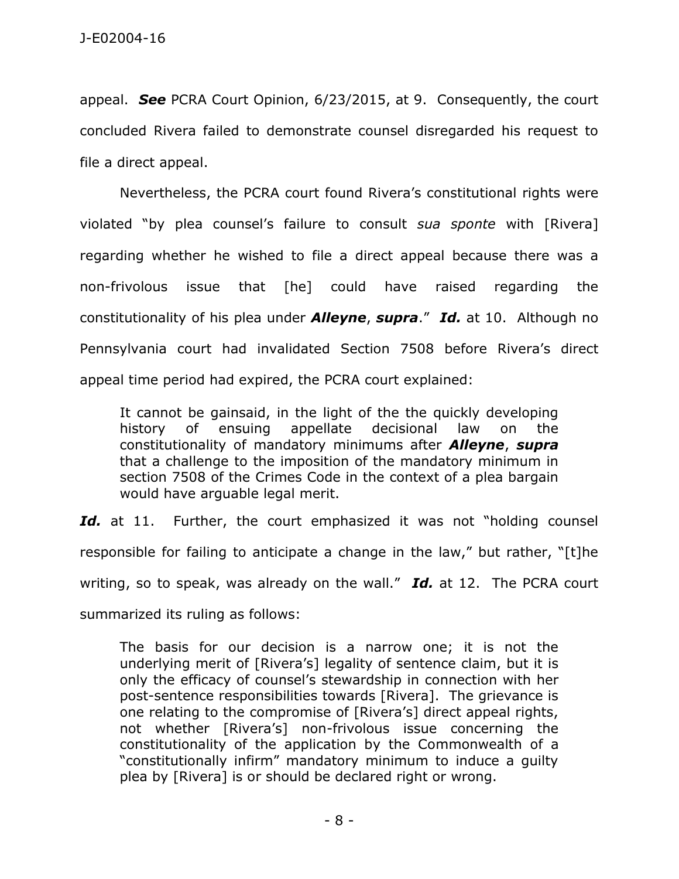appeal. ***See*** PCRA Court Opinion, 6/23/2015, at 9. Consequently, the court concluded Rivera failed to demonstrate counsel disregarded his request to file a direct appeal.

Nevertheless, the PCRA court found Rivera's constitutional rights were violated "by plea counsel's failure to consult *sua sponte* with [Rivera] regarding whether he wished to file a direct appeal because there was a non-frivolous issue that [he] could have raised regarding the constitutionality of his plea under ***Alleyne***, ***supra***." ***Id.*** at 10. Although no Pennsylvania court had invalidated Section 7508 before Rivera's direct appeal time period had expired, the PCRA court explained:

> It cannot be gainsaid, in the light of the the quickly developing history of ensuing appellate decisional law on the constitutionality of mandatory minimums after ***Alleyne***, ***supra*** that a challenge to the imposition of the mandatory minimum in section 7508 of the Crimes Code in the context of a plea bargain would have arguable legal merit.

***Id.*** at 11. Further, the court emphasized it was not "holding counsel responsible for failing to anticipate a change in the law," but rather, "[t]he writing, so to speak, was already on the wall." ***Id.*** at 12. The PCRA court summarized its ruling as follows:

> The basis for our decision is a narrow one; it is not the underlying merit of [Rivera's] legality of sentence claim, but it is only the efficacy of counsel's stewardship in connection with her post-sentence responsibilities towards [Rivera]. The grievance is one relating to the compromise of [Rivera's] direct appeal rights, not whether [Rivera's] non-frivolous issue concerning the constitutionality of the application by the Commonwealth of a "constitutionally infirm" mandatory minimum to induce a guilty plea by [Rivera] is or should be declared right or wrong.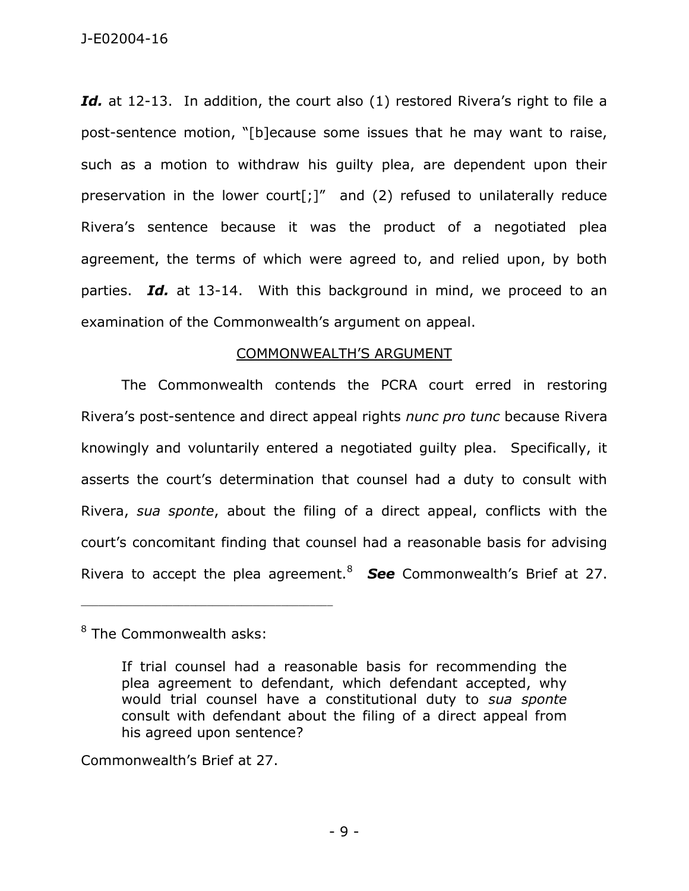***Id.*** at 12-13. In addition, the court also (1) restored Rivera's right to file a post-sentence motion, "[b]ecause some issues that he may want to raise, such as a motion to withdraw his guilty plea, are dependent upon their preservation in the lower court[;]" and (2) refused to unilaterally reduce Rivera's sentence because it was the product of a negotiated plea agreement, the terms of which were agreed to, and relied upon, by both parties. ***Id.*** at 13-14. With this background in mind, we proceed to an examination of the Commonwealth's argument on appeal.

COMMONWEALTH'S ARGUMENT

The Commonwealth contends the PCRA court erred in restoring Rivera's post-sentence and direct appeal rights *nunc pro tunc* because Rivera knowingly and voluntarily entered a negotiated guilty plea. Specifically, it asserts the court's determination that counsel had a duty to consult with Rivera, *sua sponte*, about the filing of a direct appeal, conflicts with the court's concomitant finding that counsel had a reasonable basis for advising Rivera to accept the plea agreement.[8] ***See*** Commonwealth's Brief at 27.

---

[8] The Commonwealth asks:

> If trial counsel had a reasonable basis for recommending the plea agreement to defendant, which defendant accepted, why would trial counsel have a constitutional duty to *sua sponte* consult with defendant about the filing of a direct appeal from his agreed upon sentence?

Commonwealth's Brief at 27.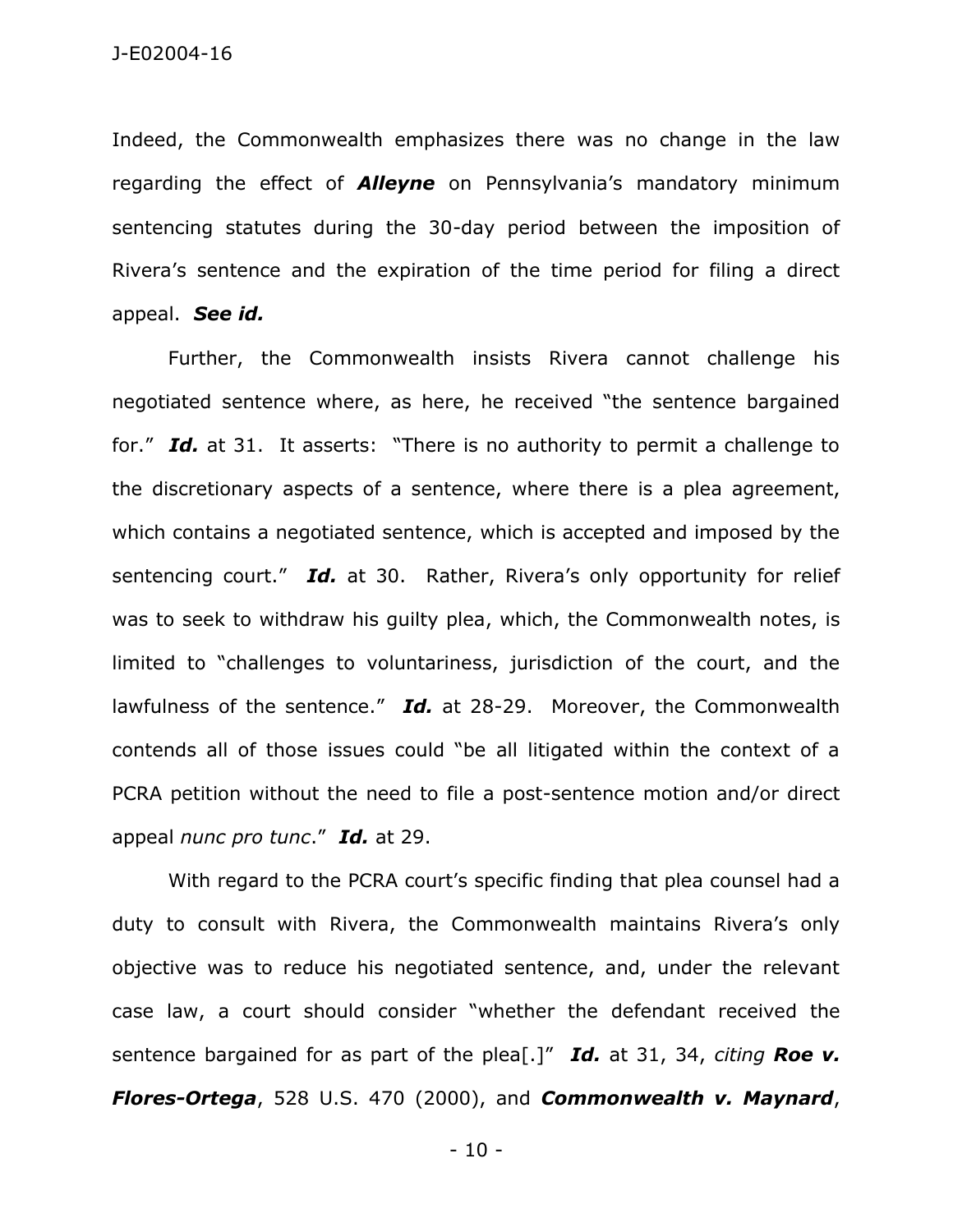Indeed, the Commonwealth emphasizes there was no change in the law regarding the effect of ***Alleyne*** on Pennsylvania's mandatory minimum sentencing statutes during the 30-day period between the imposition of Rivera's sentence and the expiration of the time period for filing a direct appeal. ***See id.***

Further, the Commonwealth insists Rivera cannot challenge his negotiated sentence where, as here, he received "the sentence bargained for." ***Id.*** at 31. It asserts: "There is no authority to permit a challenge to the discretionary aspects of a sentence, where there is a plea agreement, which contains a negotiated sentence, which is accepted and imposed by the sentencing court." ***Id.*** at 30. Rather, Rivera's only opportunity for relief was to seek to withdraw his guilty plea, which, the Commonwealth notes, is limited to "challenges to voluntariness, jurisdiction of the court, and the lawfulness of the sentence." ***Id.*** at 28-29. Moreover, the Commonwealth contends all of those issues could "be all litigated within the context of a PCRA petition without the need to file a post-sentence motion and/or direct appeal *nunc pro tunc*." ***Id.*** at 29.

With regard to the PCRA court's specific finding that plea counsel had a duty to consult with Rivera, the Commonwealth maintains Rivera's only objective was to reduce his negotiated sentence, and, under the relevant case law, a court should consider "whether the defendant received the sentence bargained for as part of the plea[.]" ***Id.*** at 31, 34, *citing* ***Roe v. Flores-Ortega***, 528 U.S. 470 (2000), and ***Commonwealth v. Maynard***,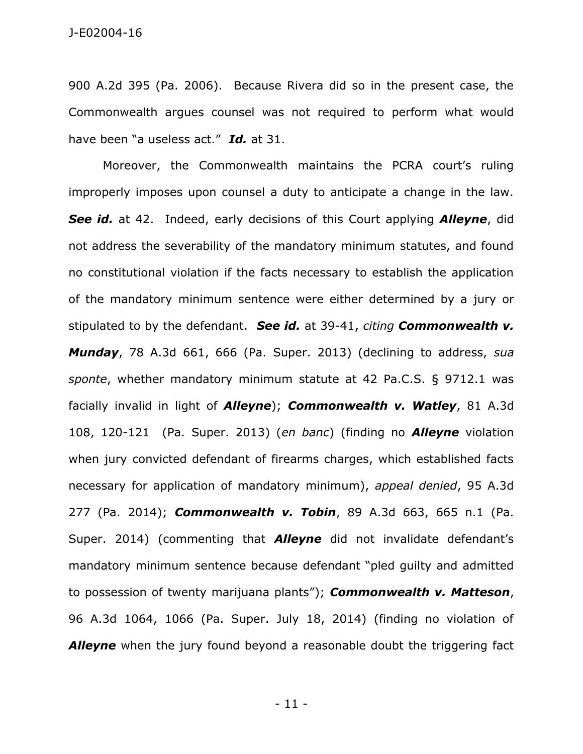900 A.2d 395 (Pa. 2006). Because Rivera did so in the present case, the Commonwealth argues counsel was not required to perform what would have been "a useless act." ***Id.*** at 31.

Moreover, the Commonwealth maintains the PCRA court's ruling improperly imposes upon counsel a duty to anticipate a change in the law. ***See id.*** at 42. Indeed, early decisions of this Court applying ***Alleyne***, did not address the severability of the mandatory minimum statutes, and found no constitutional violation if the facts necessary to establish the application of the mandatory minimum sentence were either determined by a jury or stipulated to by the defendant. ***See id.*** at 39-41, *citing* ***Commonwealth v. Munday***, 78 A.3d 661, 666 (Pa. Super. 2013) (declining to address, *sua sponte*, whether mandatory minimum statute at 42 Pa.C.S. § 9712.1 was facially invalid in light of ***Alleyne***); ***Commonwealth v. Watley***, 81 A.3d 108, 120-121 (Pa. Super. 2013) (*en banc*) (finding no ***Alleyne*** violation when jury convicted defendant of firearms charges, which established facts necessary for application of mandatory minimum), *appeal denied*, 95 A.3d 277 (Pa. 2014); ***Commonwealth v. Tobin***, 89 A.3d 663, 665 n.1 (Pa. Super. 2014) (commenting that ***Alleyne*** did not invalidate defendant's mandatory minimum sentence because defendant "pled guilty and admitted to possession of twenty marijuana plants"); ***Commonwealth v. Matteson***, 96 A.3d 1064, 1066 (Pa. Super. July 18, 2014) (finding no violation of ***Alleyne*** when the jury found beyond a reasonable doubt the triggering fact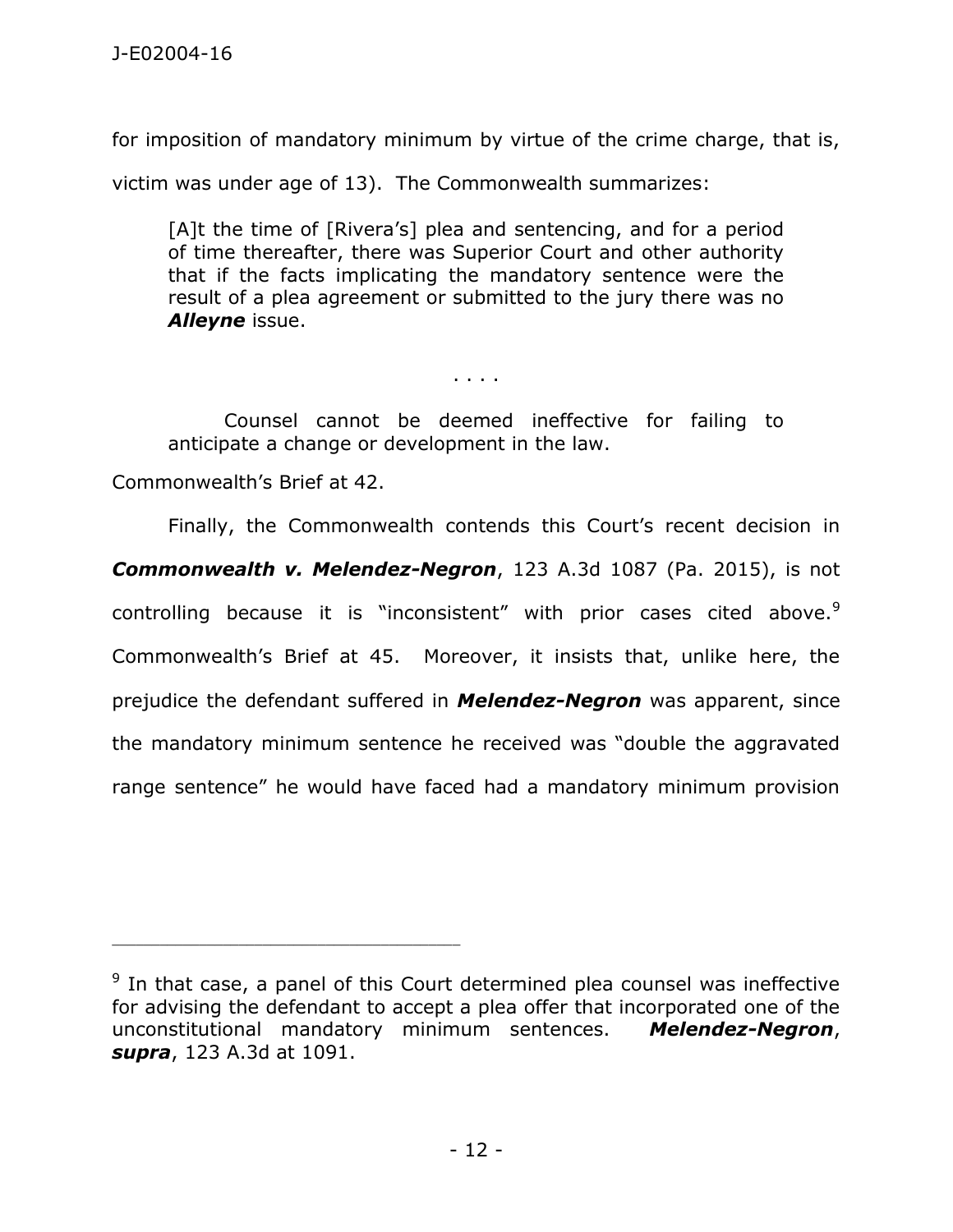for imposition of mandatory minimum by virtue of the crime charge, that is, victim was under age of 13). The Commonwealth summarizes:

> [A]t the time of [Rivera's] plea and sentencing, and for a period of time thereafter, there was Superior Court and other authority that if the facts implicating the mandatory sentence were the result of a plea agreement or submitted to the jury there was no ***Alleyne*** issue.
>
> . . . .
>
> Counsel cannot be deemed ineffective for failing to anticipate a change or development in the law.

Commonwealth's Brief at 42.

Finally, the Commonwealth contends this Court's recent decision in ***Commonwealth v. Melendez-Negron***, 123 A.3d 1087 (Pa. 2015), is not controlling because it is "inconsistent" with prior cases cited above.[9] Commonwealth's Brief at 45. Moreover, it insists that, unlike here, the prejudice the defendant suffered in ***Melendez-Negron*** was apparent, since the mandatory minimum sentence he received was "double the aggravated range sentence" he would have faced had a mandatory minimum provision

---

[9] In that case, a panel of this Court determined plea counsel was ineffective for advising the defendant to accept a plea offer that incorporated one of the unconstitutional mandatory minimum sentences. ***Melendez-Negron***, ***supra***, 123 A.3d at 1091.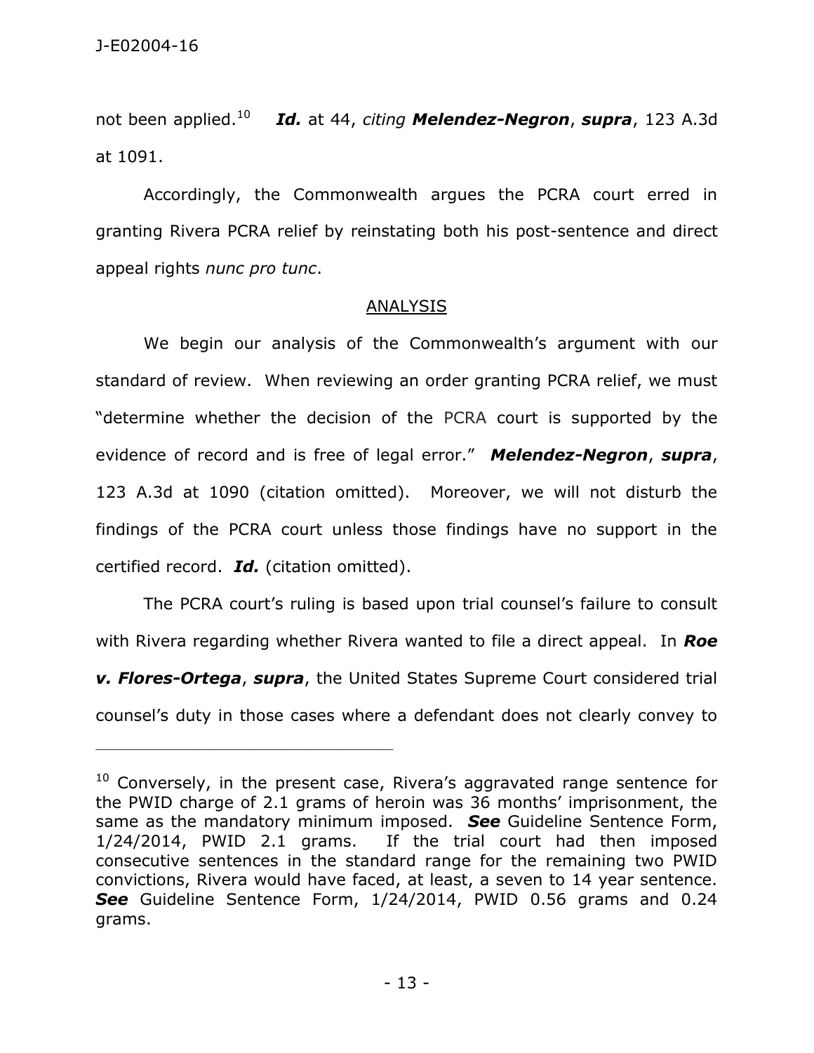not been applied.[10] ***Id.*** at 44, *citing* ***Melendez-Negron***, ***supra***, 123 A.3d at 1091.

Accordingly, the Commonwealth argues the PCRA court erred in granting Rivera PCRA relief by reinstating both his post-sentence and direct appeal rights *nunc pro tunc*.

## ANALYSIS

We begin our analysis of the Commonwealth's argument with our standard of review. When reviewing an order granting PCRA relief, we must "determine whether the decision of the PCRA court is supported by the evidence of record and is free of legal error." ***Melendez-Negron***, ***supra***, 123 A.3d at 1090 (citation omitted). Moreover, we will not disturb the findings of the PCRA court unless those findings have no support in the certified record. ***Id.*** (citation omitted).

The PCRA court's ruling is based upon trial counsel's failure to consult with Rivera regarding whether Rivera wanted to file a direct appeal. In ***Roe v. Flores-Ortega***, ***supra***, the United States Supreme Court considered trial counsel's duty in those cases where a defendant does not clearly convey to

---

[10] Conversely, in the present case, Rivera's aggravated range sentence for the PWID charge of 2.1 grams of heroin was 36 months' imprisonment, the same as the mandatory minimum imposed. ***See*** Guideline Sentence Form, 1/24/2014, PWID 2.1 grams. If the trial court had then imposed consecutive sentences in the standard range for the remaining two PWID convictions, Rivera would have faced, at least, a seven to 14 year sentence. ***See*** Guideline Sentence Form, 1/24/2014, PWID 0.56 grams and 0.24 grams.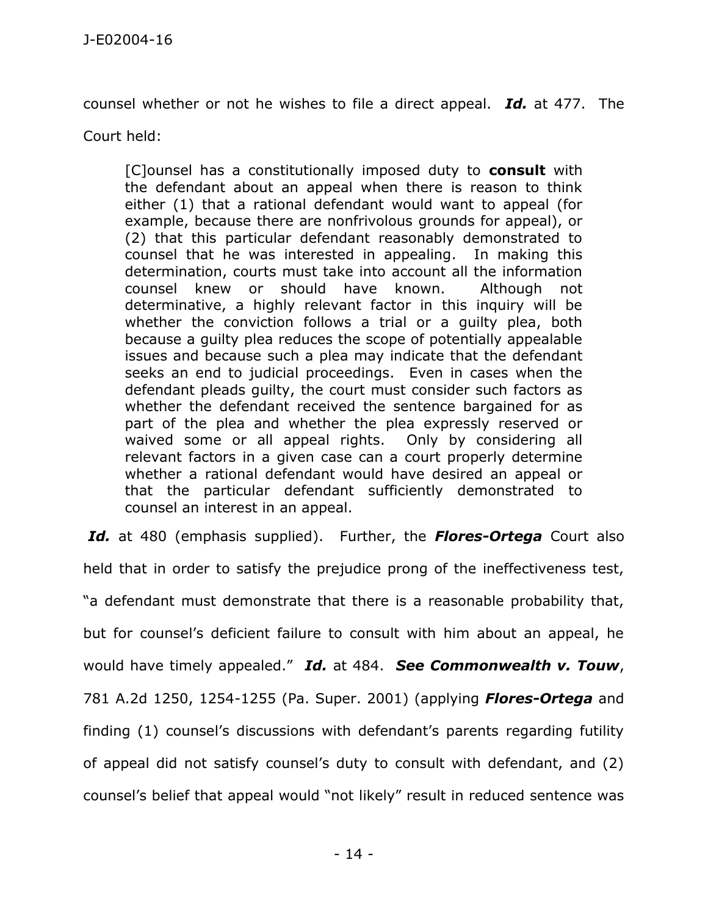counsel whether or not he wishes to file a direct appeal. ***Id.*** at 477. The Court held:

> [C]ounsel has a constitutionally imposed duty to **consult** with the defendant about an appeal when there is reason to think either (1) that a rational defendant would want to appeal (for example, because there are nonfrivolous grounds for appeal), or (2) that this particular defendant reasonably demonstrated to counsel that he was interested in appealing. In making this determination, courts must take into account all the information counsel knew or should have known. Although not determinative, a highly relevant factor in this inquiry will be whether the conviction follows a trial or a guilty plea, both because a guilty plea reduces the scope of potentially appealable issues and because such a plea may indicate that the defendant seeks an end to judicial proceedings. Even in cases when the defendant pleads guilty, the court must consider such factors as whether the defendant received the sentence bargained for as part of the plea and whether the plea expressly reserved or waived some or all appeal rights. Only by considering all relevant factors in a given case can a court properly determine whether a rational defendant would have desired an appeal or that the particular defendant sufficiently demonstrated to counsel an interest in an appeal.

***Id.*** at 480 (emphasis supplied). Further, the ***Flores-Ortega*** Court also held that in order to satisfy the prejudice prong of the ineffectiveness test, "a defendant must demonstrate that there is a reasonable probability that, but for counsel's deficient failure to consult with him about an appeal, he would have timely appealed." ***Id.*** at 484. ***See Commonwealth v. Touw***, 781 A.2d 1250, 1254-1255 (Pa. Super. 2001) (applying ***Flores-Ortega*** and finding (1) counsel's discussions with defendant's parents regarding futility of appeal did not satisfy counsel's duty to consult with defendant, and (2) counsel's belief that appeal would "not likely" result in reduced sentence was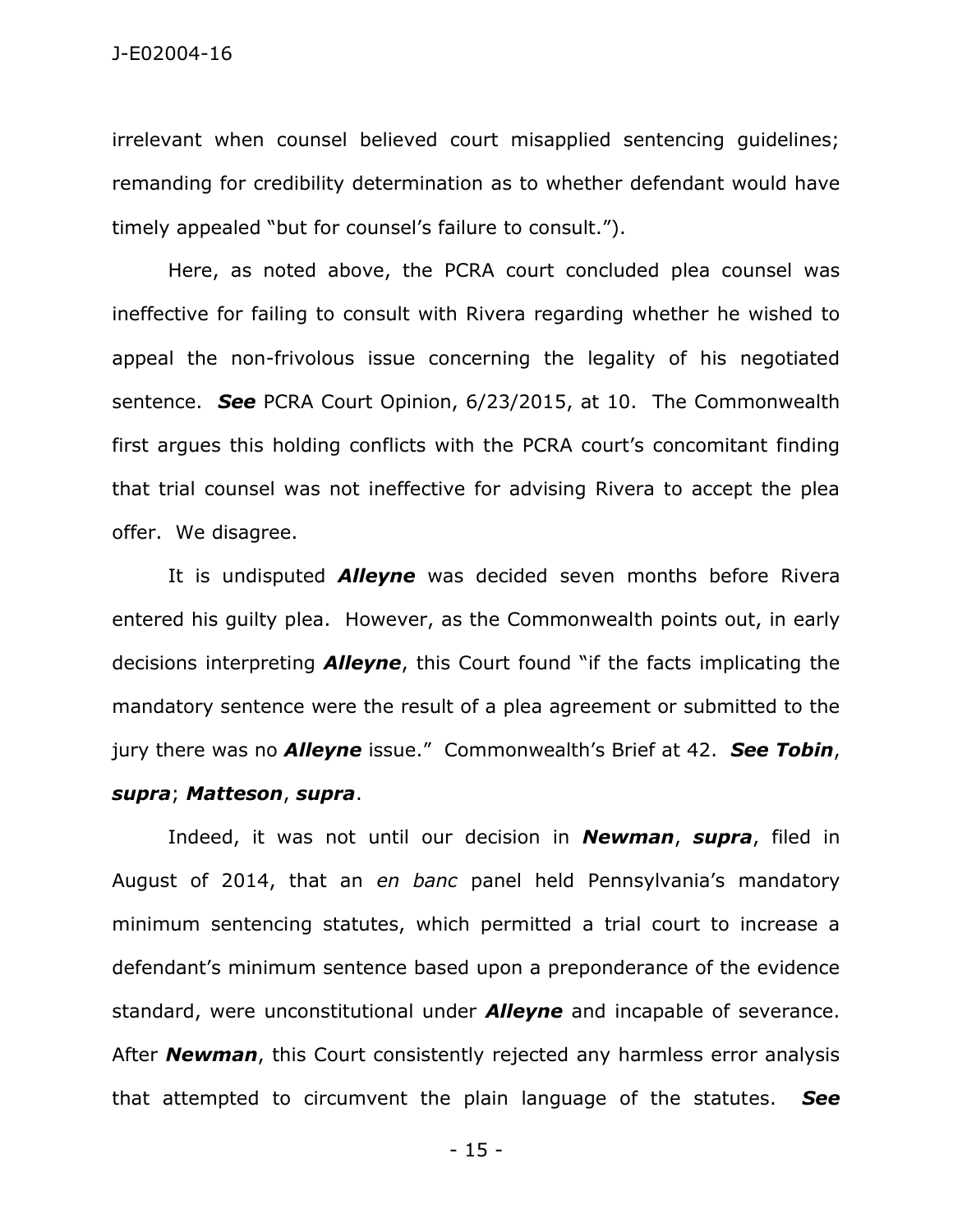irrelevant when counsel believed court misapplied sentencing guidelines; remanding for credibility determination as to whether defendant would have timely appealed "but for counsel's failure to consult.").

Here, as noted above, the PCRA court concluded plea counsel was ineffective for failing to consult with Rivera regarding whether he wished to appeal the non-frivolous issue concerning the legality of his negotiated sentence. ***See*** PCRA Court Opinion, 6/23/2015, at 10. The Commonwealth first argues this holding conflicts with the PCRA court's concomitant finding that trial counsel was not ineffective for advising Rivera to accept the plea offer. We disagree.

It is undisputed ***Alleyne*** was decided seven months before Rivera entered his guilty plea. However, as the Commonwealth points out, in early decisions interpreting ***Alleyne***, this Court found "if the facts implicating the mandatory sentence were the result of a plea agreement or submitted to the jury there was no ***Alleyne*** issue." Commonwealth's Brief at 42. ***See Tobin***, ***supra***; ***Matteson***, ***supra***.

Indeed, it was not until our decision in ***Newman***, ***supra***, filed in August of 2014, that an *en banc* panel held Pennsylvania's mandatory minimum sentencing statutes, which permitted a trial court to increase a defendant's minimum sentence based upon a preponderance of the evidence standard, were unconstitutional under ***Alleyne*** and incapable of severance. After ***Newman***, this Court consistently rejected any harmless error analysis that attempted to circumvent the plain language of the statutes. ***See***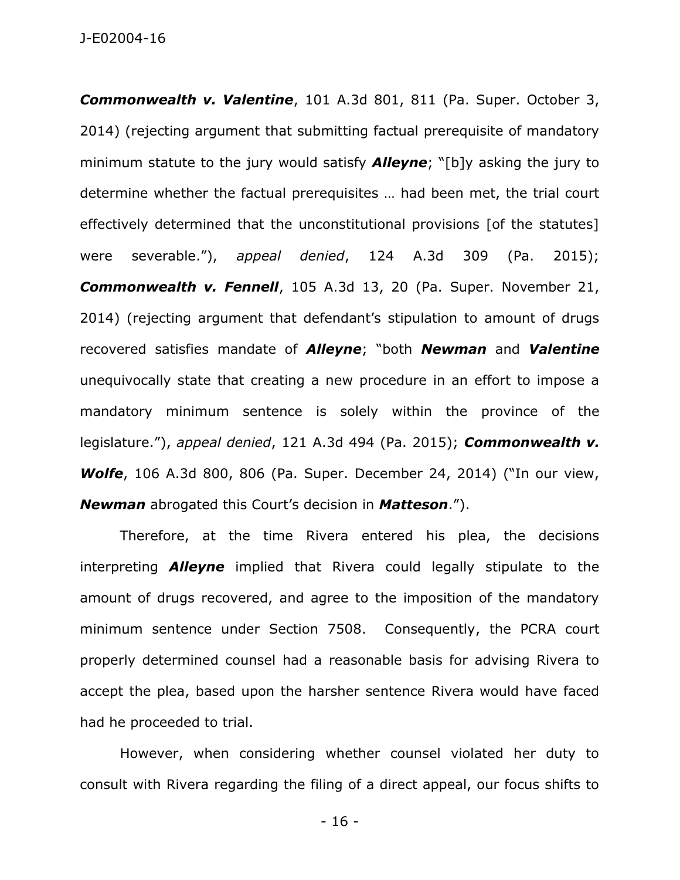***Commonwealth v. Valentine***, 101 A.3d 801, 811 (Pa. Super. October 3, 2014) (rejecting argument that submitting factual prerequisite of mandatory minimum statute to the jury would satisfy ***Alleyne***; "[b]y asking the jury to determine whether the factual prerequisites … had been met, the trial court effectively determined that the unconstitutional provisions [of the statutes] were severable."), *appeal denied*, 124 A.3d 309 (Pa. 2015); ***Commonwealth v. Fennell***, 105 A.3d 13, 20 (Pa. Super. November 21, 2014) (rejecting argument that defendant's stipulation to amount of drugs recovered satisfies mandate of ***Alleyne***; "both ***Newman*** and ***Valentine*** unequivocally state that creating a new procedure in an effort to impose a mandatory minimum sentence is solely within the province of the legislature."), *appeal denied*, 121 A.3d 494 (Pa. 2015); ***Commonwealth v. Wolfe***, 106 A.3d 800, 806 (Pa. Super. December 24, 2014) ("In our view, ***Newman*** abrogated this Court's decision in ***Matteson***.").

Therefore, at the time Rivera entered his plea, the decisions interpreting ***Alleyne*** implied that Rivera could legally stipulate to the amount of drugs recovered, and agree to the imposition of the mandatory minimum sentence under Section 7508. Consequently, the PCRA court properly determined counsel had a reasonable basis for advising Rivera to accept the plea, based upon the harsher sentence Rivera would have faced had he proceeded to trial.

However, when considering whether counsel violated her duty to consult with Rivera regarding the filing of a direct appeal, our focus shifts to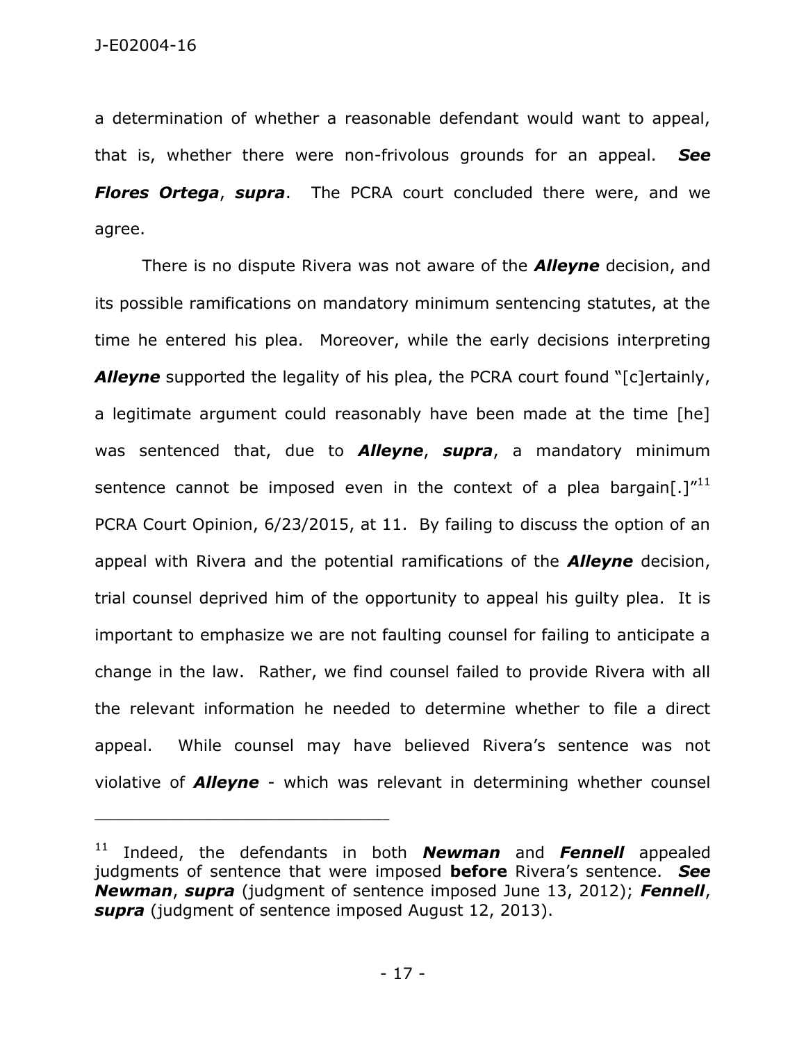a determination of whether a reasonable defendant would want to appeal, that is, whether there were non-frivolous grounds for an appeal. ***See Flores Ortega***, ***supra***. The PCRA court concluded there were, and we agree.

There is no dispute Rivera was not aware of the ***Alleyne*** decision, and its possible ramifications on mandatory minimum sentencing statutes, at the time he entered his plea. Moreover, while the early decisions interpreting ***Alleyne*** supported the legality of his plea, the PCRA court found "[c]ertainly, a legitimate argument could reasonably have been made at the time [he] was sentenced that, due to ***Alleyne***, ***supra***, a mandatory minimum sentence cannot be imposed even in the context of a plea bargain[.]"[11] PCRA Court Opinion, 6/23/2015, at 11. By failing to discuss the option of an appeal with Rivera and the potential ramifications of the ***Alleyne*** decision, trial counsel deprived him of the opportunity to appeal his guilty plea. It is important to emphasize we are not faulting counsel for failing to anticipate a change in the law. Rather, we find counsel failed to provide Rivera with all the relevant information he needed to determine whether to file a direct appeal. While counsel may have believed Rivera's sentence was not violative of ***Alleyne*** - which was relevant in determining whether counsel

---

[11] Indeed, the defendants in both ***Newman*** and ***Fennell*** appealed judgments of sentence that were imposed **before** Rivera's sentence. ***See Newman***, ***supra*** (judgment of sentence imposed June 13, 2012); ***Fennell***, ***supra*** (judgment of sentence imposed August 12, 2013).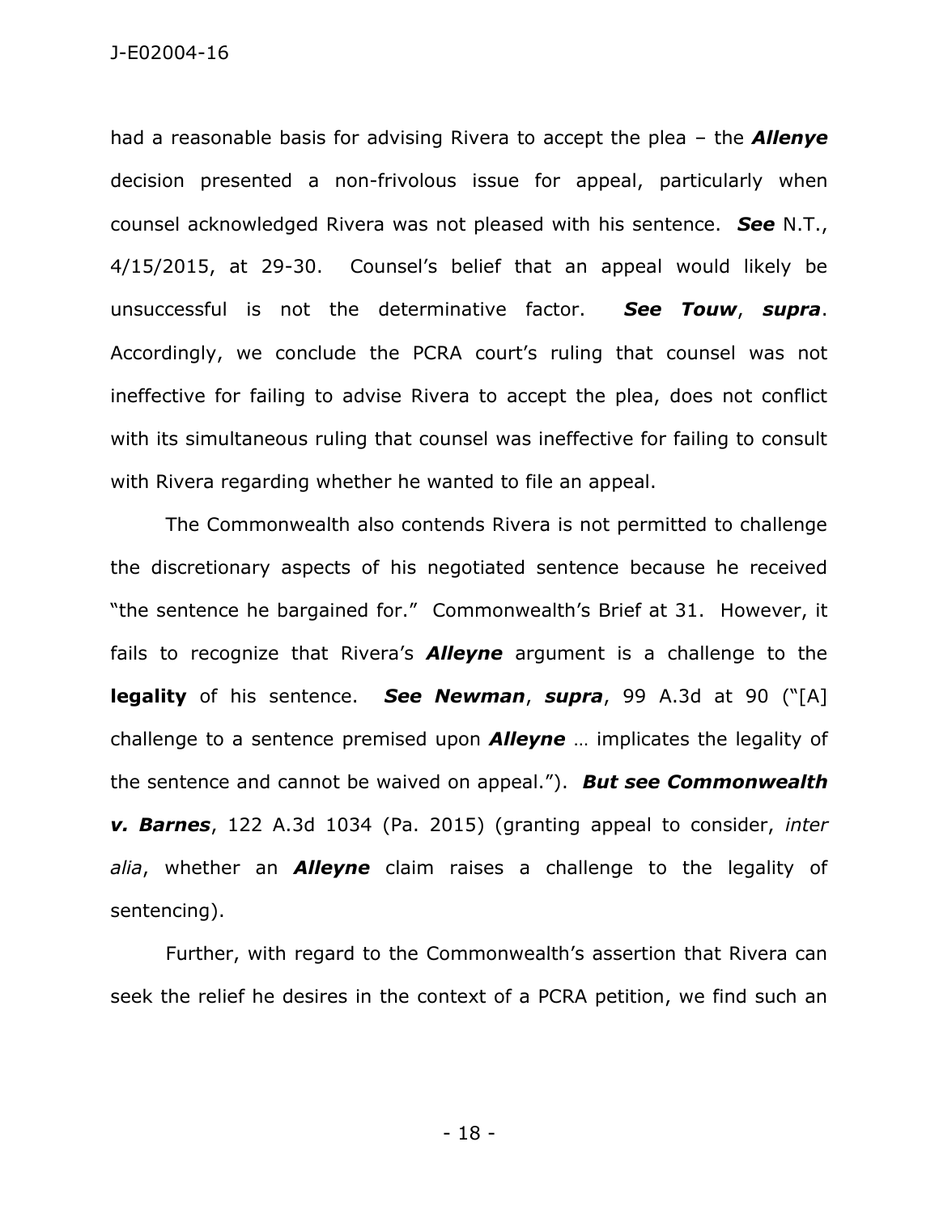had a reasonable basis for advising Rivera to accept the plea – the ***Allenye*** decision presented a non-frivolous issue for appeal, particularly when counsel acknowledged Rivera was not pleased with his sentence. ***See*** N.T., 4/15/2015, at 29-30. Counsel's belief that an appeal would likely be unsuccessful is not the determinative factor. ***See Touw***, ***supra***. Accordingly, we conclude the PCRA court's ruling that counsel was not ineffective for failing to advise Rivera to accept the plea, does not conflict with its simultaneous ruling that counsel was ineffective for failing to consult with Rivera regarding whether he wanted to file an appeal.

The Commonwealth also contends Rivera is not permitted to challenge the discretionary aspects of his negotiated sentence because he received "the sentence he bargained for." Commonwealth's Brief at 31. However, it fails to recognize that Rivera's ***Alleyne*** argument is a challenge to the **legality** of his sentence. ***See Newman***, ***supra***, 99 A.3d at 90 ("[A] challenge to a sentence premised upon ***Alleyne*** … implicates the legality of the sentence and cannot be waived on appeal."). ***But see Commonwealth v. Barnes***, 122 A.3d 1034 (Pa. 2015) (granting appeal to consider, *inter alia*, whether an ***Alleyne*** claim raises a challenge to the legality of sentencing).

Further, with regard to the Commonwealth's assertion that Rivera can seek the relief he desires in the context of a PCRA petition, we find such an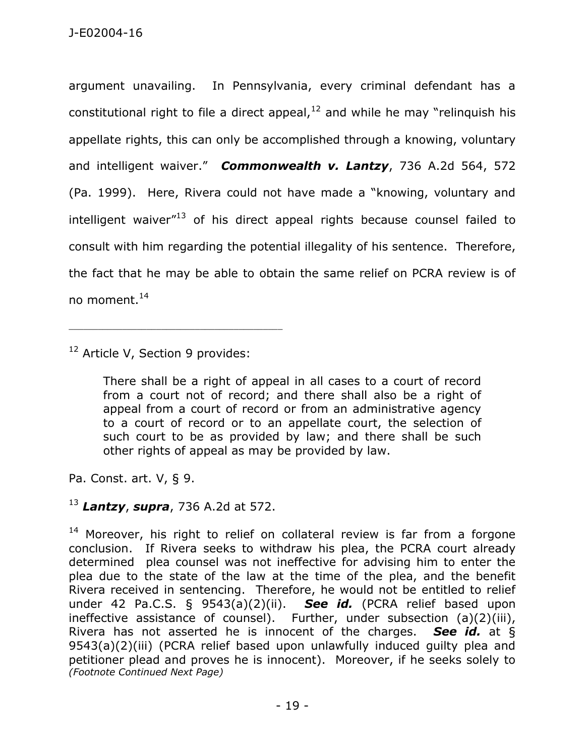argument unavailing. In Pennsylvania, every criminal defendant has a constitutional right to file a direct appeal,[12] and while he may "relinquish his appellate rights, this can only be accomplished through a knowing, voluntary and intelligent waiver." ***Commonwealth v. Lantzy***, 736 A.2d 564, 572 (Pa. 1999). Here, Rivera could not have made a "knowing, voluntary and intelligent waiver"[13] of his direct appeal rights because counsel failed to consult with him regarding the potential illegality of his sentence. Therefore, the fact that he may be able to obtain the same relief on PCRA review is of no moment.[14]

---

[12] Article V, Section 9 provides:

> There shall be a right of appeal in all cases to a court of record from a court not of record; and there shall also be a right of appeal from a court of record or from an administrative agency to a court of record or to an appellate court, the selection of such court to be as provided by law; and there shall be such other rights of appeal as may be provided by law.

Pa. Const. art. V, § 9.

[13] ***Lantzy***, ***supra***, 736 A.2d at 572.

[14] Moreover, his right to relief on collateral review is far from a forgone conclusion. If Rivera seeks to withdraw his plea, the PCRA court already determined plea counsel was not ineffective for advising him to enter the plea due to the state of the law at the time of the plea, and the benefit Rivera received in sentencing. Therefore, he would not be entitled to relief under 42 Pa.C.S. § 9543(a)(2)(ii). ***See id.*** (PCRA relief based upon ineffective assistance of counsel). Further, under subsection (a)(2)(iii), Rivera has not asserted he is innocent of the charges. ***See id.*** at § 9543(a)(2)(iii) (PCRA relief based upon unlawfully induced guilty plea and petitioner plead and proves he is innocent). Moreover, if he seeks solely to *(Footnote Continued Next Page)*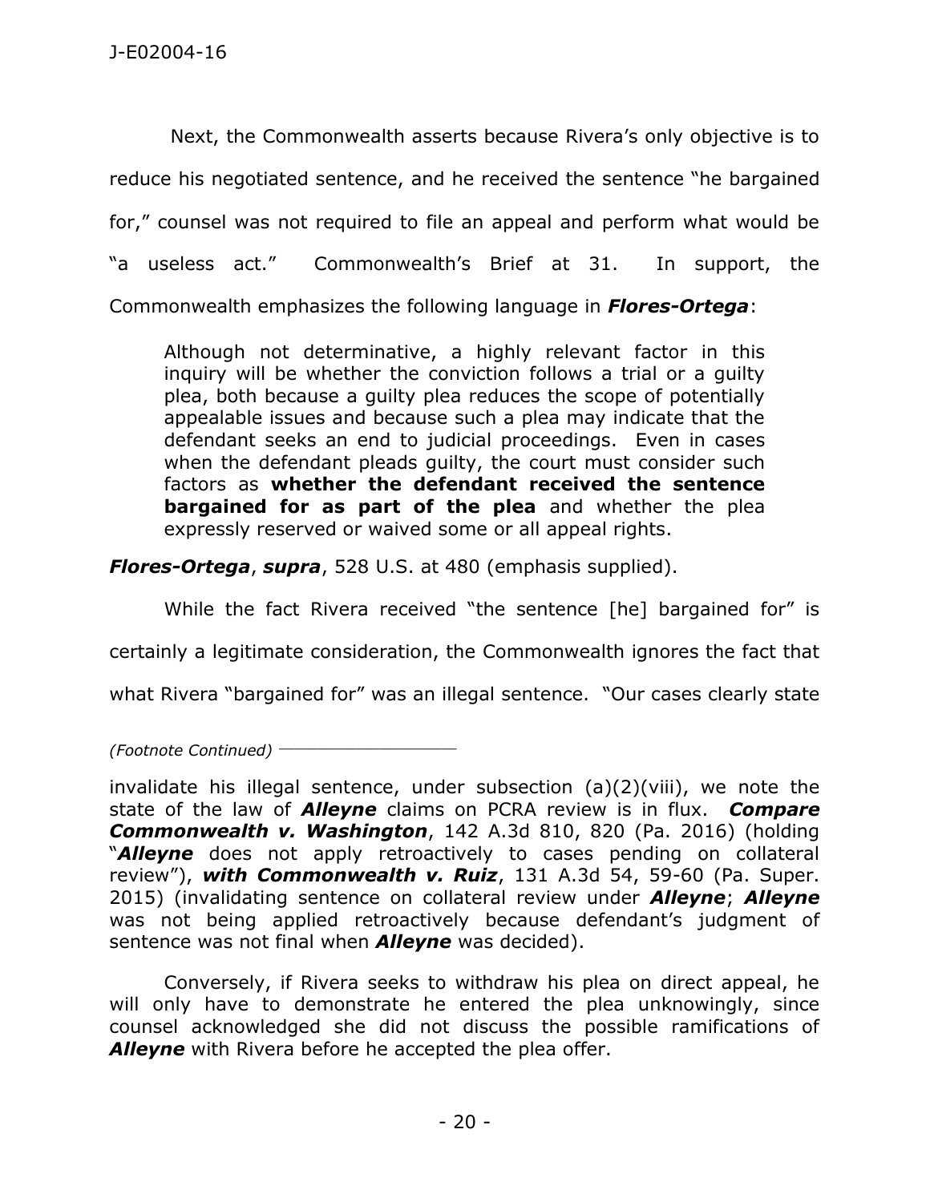Next, the Commonwealth asserts because Rivera's only objective is to reduce his negotiated sentence, and he received the sentence "he bargained for," counsel was not required to file an appeal and perform what would be "a useless act." Commonwealth's Brief at 31. In support, the Commonwealth emphasizes the following language in ***Flores-Ortega***:

> Although not determinative, a highly relevant factor in this inquiry will be whether the conviction follows a trial or a guilty plea, both because a guilty plea reduces the scope of potentially appealable issues and because such a plea may indicate that the defendant seeks an end to judicial proceedings. Even in cases when the defendant pleads guilty, the court must consider such factors as **whether the defendant received the sentence bargained for as part of the plea** and whether the plea expressly reserved or waived some or all appeal rights.

***Flores-Ortega***, ***supra***, 528 U.S. at 480 (emphasis supplied).

While the fact Rivera received "the sentence [he] bargained for" is certainly a legitimate consideration, the Commonwealth ignores the fact that what Rivera "bargained for" was an illegal sentence. "Our cases clearly state

---

*(Footnote Continued)*

invalidate his illegal sentence, under subsection (a)(2)(viii), we note the state of the law of ***Alleyne*** claims on PCRA review is in flux. ***Compare Commonwealth v. Washington***, 142 A.3d 810, 820 (Pa. 2016) (holding "***Alleyne*** does not apply retroactively to cases pending on collateral review"), ***with Commonwealth v. Ruiz***, 131 A.3d 54, 59-60 (Pa. Super. 2015) (invalidating sentence on collateral review under ***Alleyne***; ***Alleyne*** was not being applied retroactively because defendant's judgment of sentence was not final when ***Alleyne*** was decided).

Conversely, if Rivera seeks to withdraw his plea on direct appeal, he will only have to demonstrate he entered the plea unknowingly, since counsel acknowledged she did not discuss the possible ramifications of ***Alleyne*** with Rivera before he accepted the plea offer.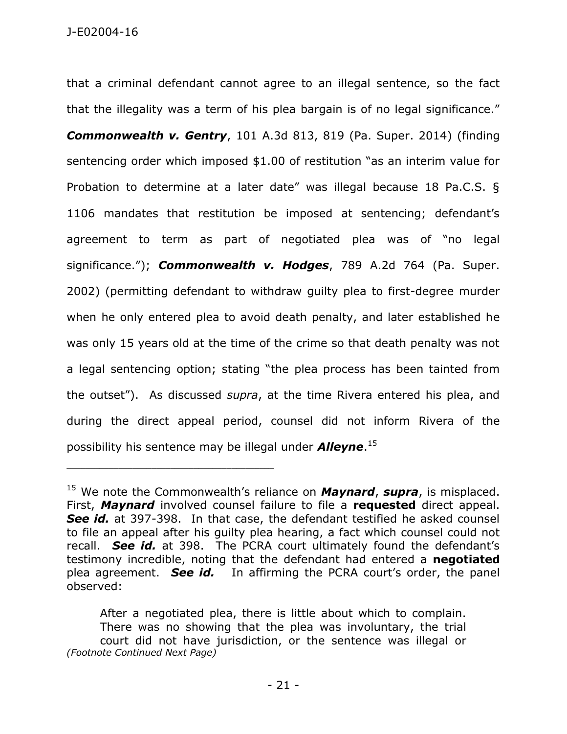that a criminal defendant cannot agree to an illegal sentence, so the fact that the illegality was a term of his plea bargain is of no legal significance." ***Commonwealth v. Gentry***, 101 A.3d 813, 819 (Pa. Super. 2014) (finding sentencing order which imposed $1.00 of restitution "as an interim value for Probation to determine at a later date" was illegal because 18 Pa.C.S. § 1106 mandates that restitution be imposed at sentencing; defendant's agreement to term as part of negotiated plea was of "no legal significance."); ***Commonwealth v. Hodges***, 789 A.2d 764 (Pa. Super. 2002) (permitting defendant to withdraw guilty plea to first-degree murder when he only entered plea to avoid death penalty, and later established he was only 15 years old at the time of the crime so that death penalty was not a legal sentencing option; stating "the plea process has been tainted from the outset"). As discussed *supra*, at the time Rivera entered his plea, and during the direct appeal period, counsel did not inform Rivera of the possibility his sentence may be illegal under ***Alleyne***.[15]

---

[15] We note the Commonwealth's reliance on ***Maynard***, ***supra***, is misplaced. First, ***Maynard*** involved counsel failure to file a **requested** direct appeal. ***See id.*** at 397-398. In that case, the defendant testified he asked counsel to file an appeal after his guilty plea hearing, a fact which counsel could not recall. ***See id.*** at 398. The PCRA court ultimately found the defendant's testimony incredible, noting that the defendant had entered a **negotiated** plea agreement. ***See id.*** In affirming the PCRA court's order, the panel observed:

> After a negotiated plea, there is little about which to complain. There was no showing that the plea was involuntary, the trial court did not have jurisdiction, or the sentence was illegal or

*(Footnote Continued Next Page)*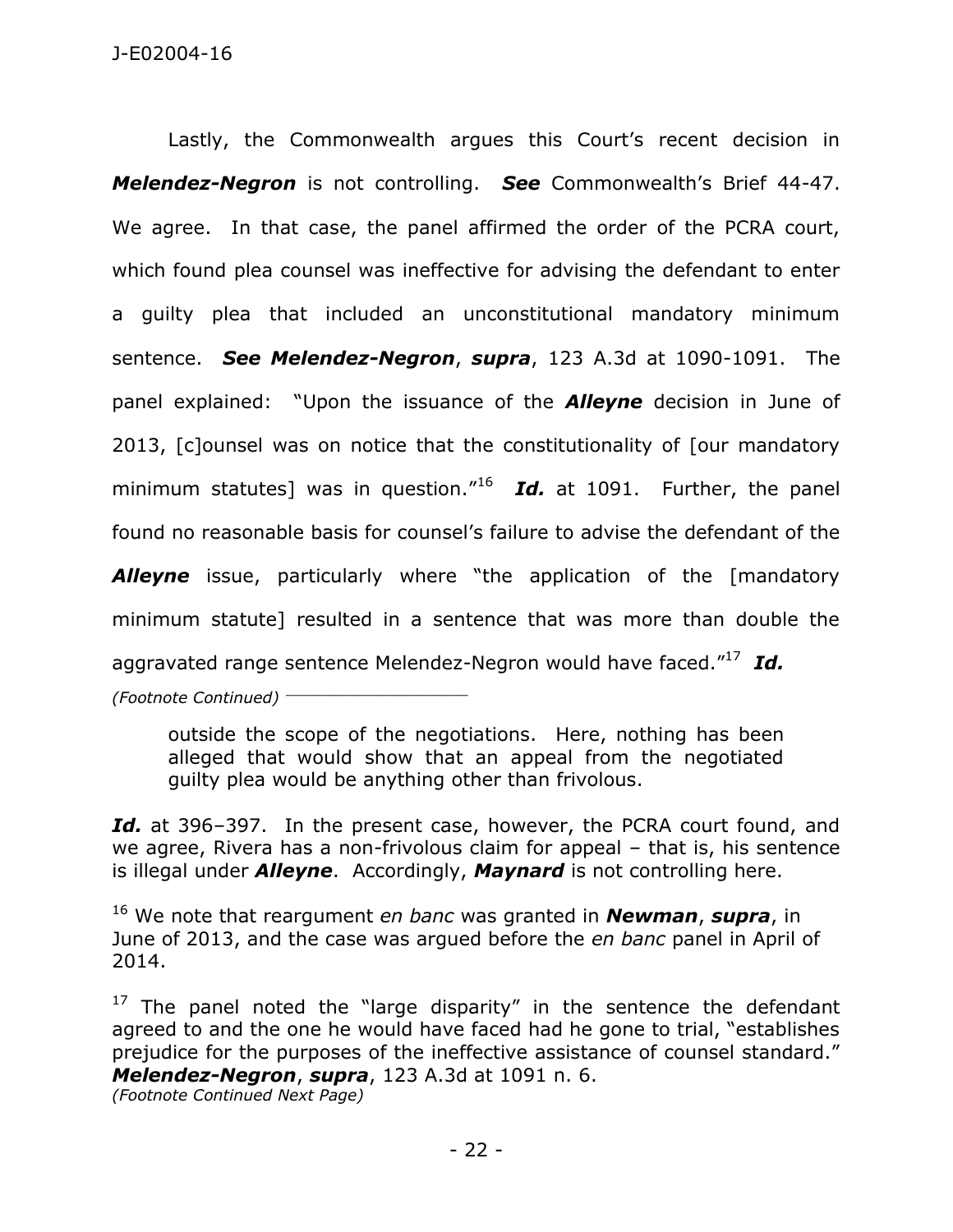Lastly, the Commonwealth argues this Court's recent decision in ***Melendez-Negron*** is not controlling. ***See*** Commonwealth's Brief 44-47. We agree. In that case, the panel affirmed the order of the PCRA court, which found plea counsel was ineffective for advising the defendant to enter a guilty plea that included an unconstitutional mandatory minimum sentence. ***See Melendez-Negron***, ***supra***, 123 A.3d at 1090-1091. The panel explained: "Upon the issuance of the ***Alleyne*** decision in June of 2013, [c]ounsel was on notice that the constitutionality of [our mandatory minimum statutes] was in question."[16] ***Id.*** at 1091. Further, the panel found no reasonable basis for counsel's failure to advise the defendant of the ***Alleyne*** issue, particularly where "the application of the [mandatory minimum statute] resulted in a sentence that was more than double the aggravated range sentence Melendez-Negron would have faced."[17] ***Id.***

*(Footnote Continued)*

> outside the scope of the negotiations. Here, nothing has been alleged that would show that an appeal from the negotiated guilty plea would be anything other than frivolous.

***Id.*** at 396–397. In the present case, however, the PCRA court found, and we agree, Rivera has a non-frivolous claim for appeal – that is, his sentence is illegal under ***Alleyne***. Accordingly, ***Maynard*** is not controlling here.

[16] We note that reargument *en banc* was granted in ***Newman***, ***supra***, in June of 2013, and the case was argued before the *en banc* panel in April of 2014.

[17] The panel noted the "large disparity" in the sentence the defendant agreed to and the one he would have faced had he gone to trial, "establishes prejudice for the purposes of the ineffective assistance of counsel standard." ***Melendez-Negron***, ***supra***, 123 A.3d at 1091 n. 6.

*(Footnote Continued Next Page)*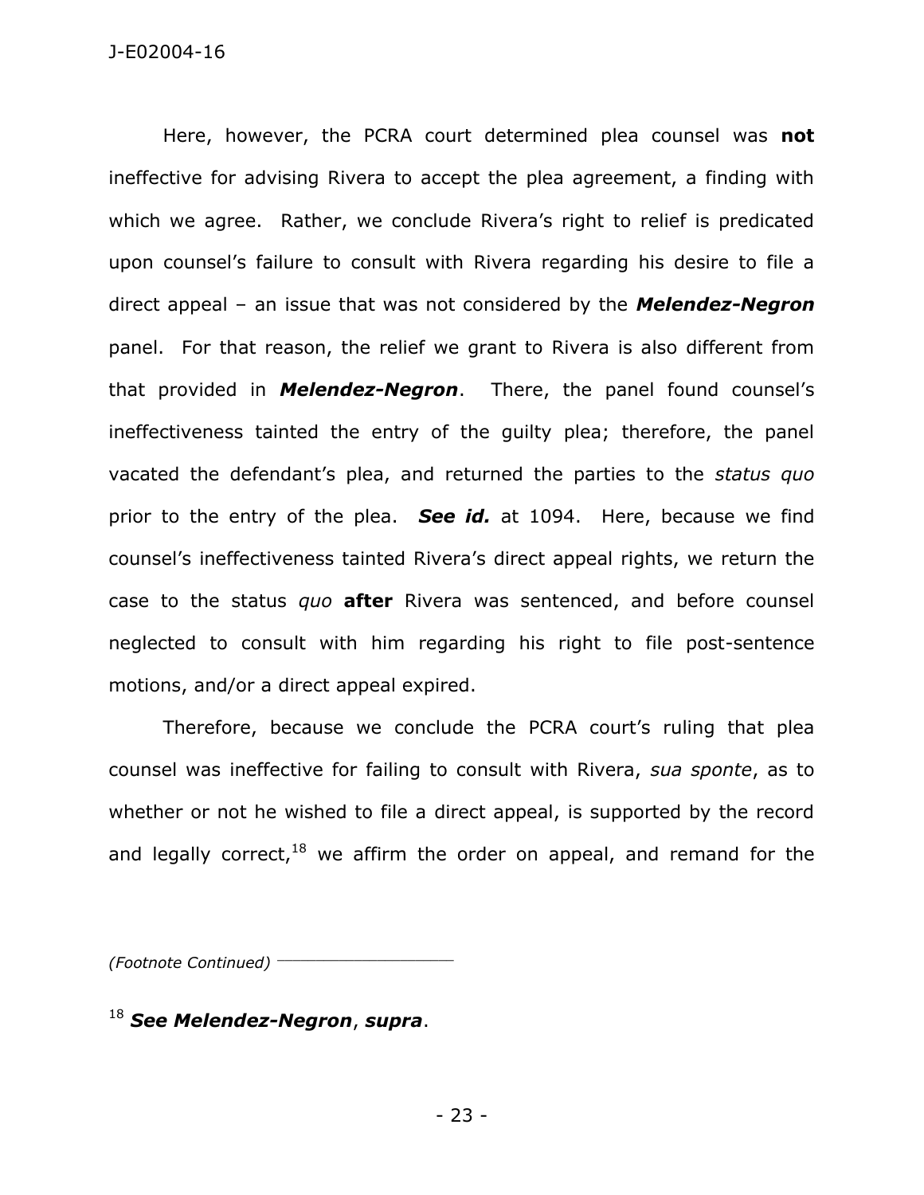Here, however, the PCRA court determined plea counsel was **not** ineffective for advising Rivera to accept the plea agreement, a finding with which we agree. Rather, we conclude Rivera's right to relief is predicated upon counsel's failure to consult with Rivera regarding his desire to file a direct appeal – an issue that was not considered by the ***Melendez-Negron*** panel. For that reason, the relief we grant to Rivera is also different from that provided in ***Melendez-Negron***. There, the panel found counsel's ineffectiveness tainted the entry of the guilty plea; therefore, the panel vacated the defendant's plea, and returned the parties to the *status quo* prior to the entry of the plea. ***See id.*** at 1094. Here, because we find counsel's ineffectiveness tainted Rivera's direct appeal rights, we return the case to the status *quo* **after** Rivera was sentenced, and before counsel neglected to consult with him regarding his right to file post-sentence motions, and/or a direct appeal expired.

Therefore, because we conclude the PCRA court's ruling that plea counsel was ineffective for failing to consult with Rivera, *sua sponte*, as to whether or not he wished to file a direct appeal, is supported by the record and legally correct,[18] we affirm the order on appeal, and remand for the

*(Footnote Continued)*

[18] ***See Melendez-Negron***, ***supra***.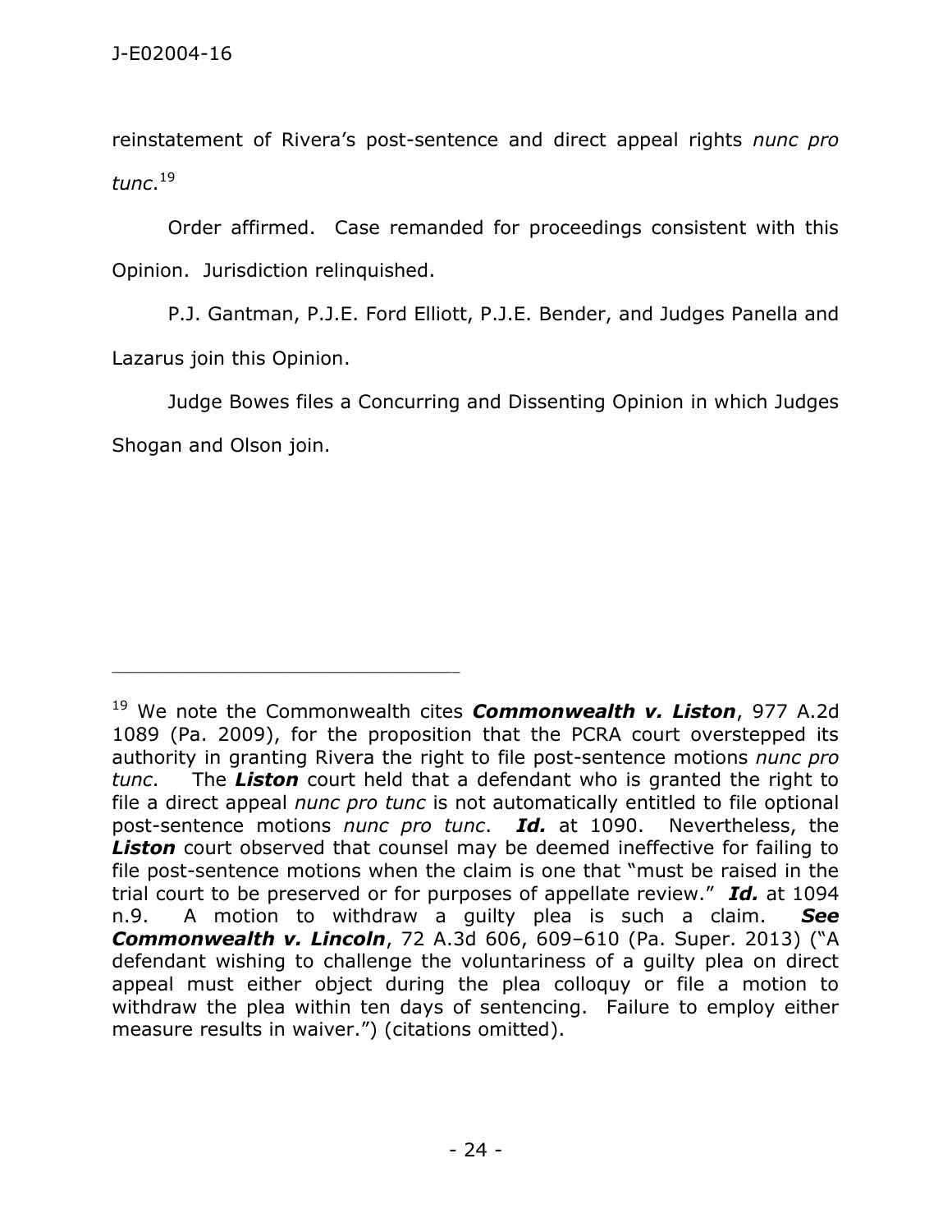reinstatement of Rivera's post-sentence and direct appeal rights *nunc pro tunc*.[19]

Order affirmed. Case remanded for proceedings consistent with this Opinion. Jurisdiction relinquished.

P.J. Gantman, P.J.E. Ford Elliott, P.J.E. Bender, and Judges Panella and Lazarus join this Opinion.

Judge Bowes files a Concurring and Dissenting Opinion in which Judges Shogan and Olson join.

---

[19] We note the Commonwealth cites ***Commonwealth v. Liston***, 977 A.2d 1089 (Pa. 2009), for the proposition that the PCRA court overstepped its authority in granting Rivera the right to file post-sentence motions *nunc pro tunc*. The ***Liston*** court held that a defendant who is granted the right to file a direct appeal *nunc pro tunc* is not automatically entitled to file optional post-sentence motions *nunc pro tunc*. ***Id.*** at 1090. Nevertheless, the ***Liston*** court observed that counsel may be deemed ineffective for failing to file post-sentence motions when the claim is one that "must be raised in the trial court to be preserved or for purposes of appellate review." ***Id.*** at 1094 n.9. A motion to withdraw a guilty plea is such a claim. ***See Commonwealth v. Lincoln***, 72 A.3d 606, 609–610 (Pa. Super. 2013) ("A defendant wishing to challenge the voluntariness of a guilty plea on direct appeal must either object during the plea colloquy or file a motion to withdraw the plea within ten days of sentencing. Failure to employ either measure results in waiver.") (citations omitted).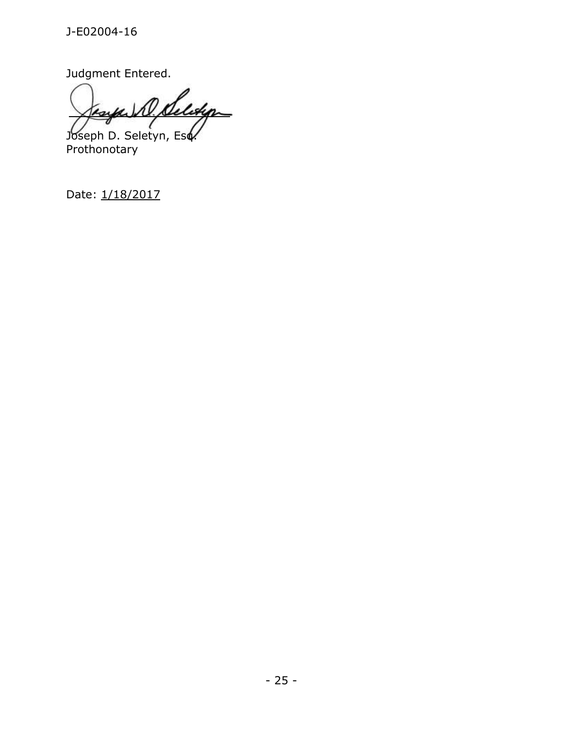Judgment Entered.

Joseph D. Seletyn, Esq.
Prothonotary

Date: 1/18/2017